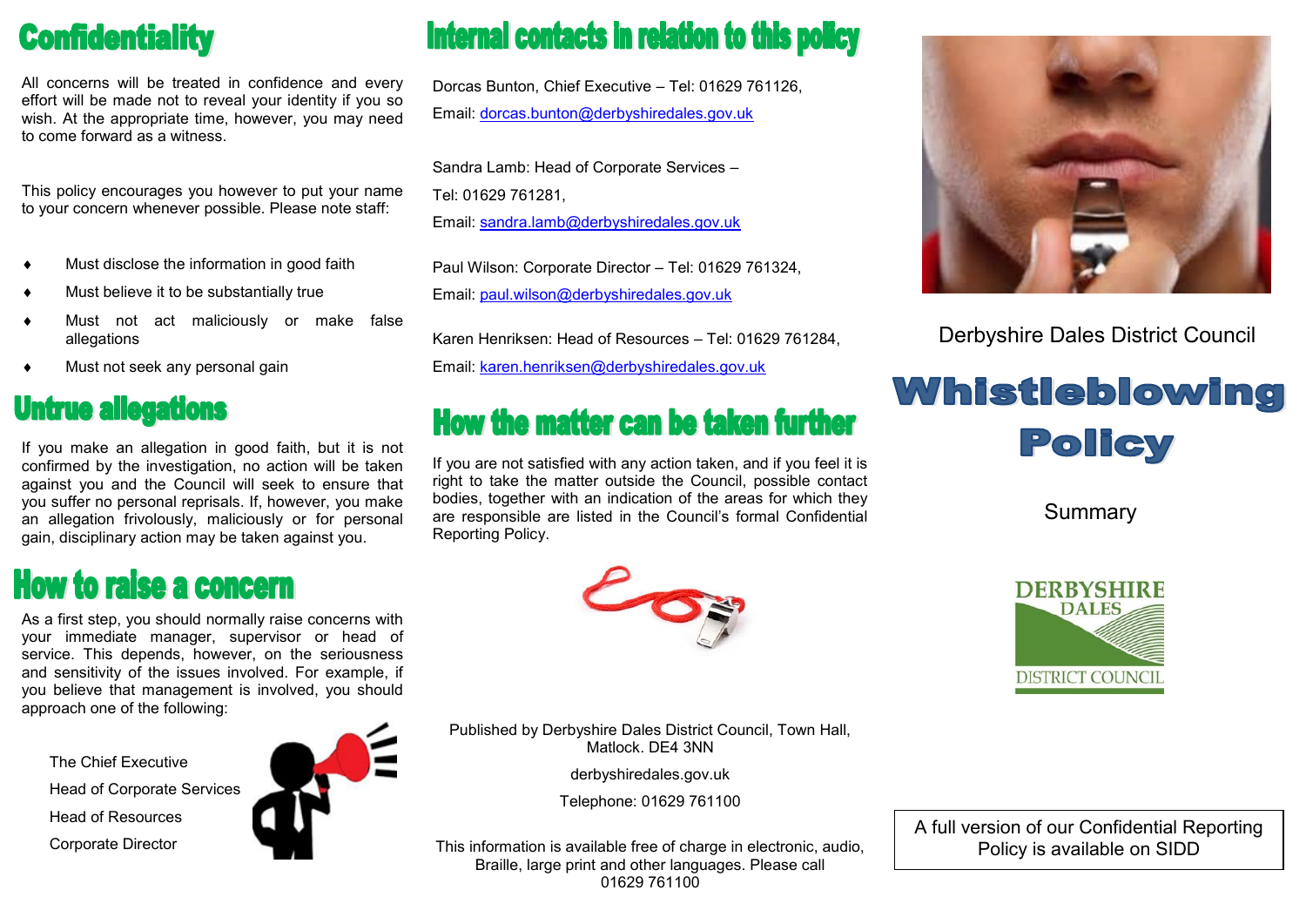## Confidentiality

All concerns will be treated in confidence and every effort will be made not to reveal your identity if you so wish. At the appropriate time, however, you may need to come forward as a witness.

This policy encourages you however to put your name to your concern whenever possible. Please note staff:

- Must disclose the information in good faith
- Must believe it to be substantially true
- Must not act maliciously or make false allegations
- Must not seek any personal gain

## Untrue allegations

If you make an allegation in good faith, but it is not confirmed by the investigation, no action will be taken against you and the Council will seek to ensure that you suffer no personal reprisals. If, however, you make an allegation frivolously, maliciously or for personal gain, disciplinary action may be taken against you.

## How to raise a concern

As a first step, you should normally raise concerns with your immediate manager, supervisor or head of service. This depends, however, on the seriousness and sensitivity of the issues involved. For example, if you believe that management is involved, you should approach one of the following:

The Chief Executive
Head of Corporate Services
Head of Resources
Corporate Director

## Internal contacts in relation to this policy

Dorcas Bunton, Chief Executive – Tel: 01629 761126,
Email: dorcas.bunton@derbyshiredales.gov.uk

Sandra Lamb: Head of Corporate Services –
Tel: 01629 761281,
Email: sandra.lamb@derbyshiredales.gov.uk

Paul Wilson: Corporate Director – Tel: 01629 761324,
Email: paul.wilson@derbyshiredales.gov.uk

Karen Henriksen: Head of Resources – Tel: 01629 761284,
Email: karen.henriksen@derbyshiredales.gov.uk

## How the matter can be taken further

If you are not satisfied with any action taken, and if you feel it is right to take the matter outside the Council, possible contact bodies, together with an indication of the areas for which they are responsible are listed in the Council's formal Confidential Reporting Policy.

Published by Derbyshire Dales District Council, Town Hall, Matlock. DE4 3NN

derbyshiredales.gov.uk

Telephone: 01629 761100

This information is available free of charge in electronic, audio, Braille, large print and other languages. Please call 01629 761100

Derbyshire Dales District Council

# Whistleblowing Policy

Summary

DERBYSHIRE DALES DISTRICT COUNCIL

A full version of our Confidential Reporting Policy is available on SIDD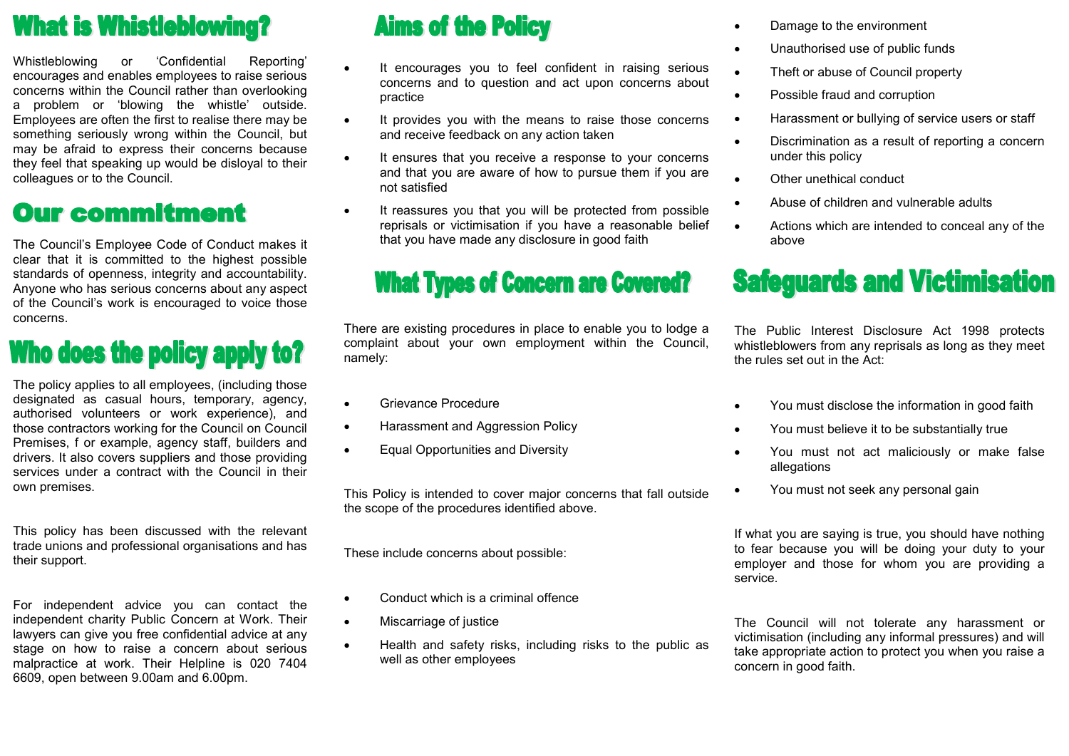# What is Whistleblowing?

Whistleblowing or 'Confidential Reporting' encourages and enables employees to raise serious concerns within the Council rather than overlooking a problem or 'blowing the whistle' outside. Employees are often the first to realise there may be something seriously wrong within the Council, but may be afraid to express their concerns because they feel that speaking up would be disloyal to their colleagues or to the Council.

# Our commitment

The Council's Employee Code of Conduct makes it clear that it is committed to the highest possible standards of openness, integrity and accountability. Anyone who has serious concerns about any aspect of the Council's work is encouraged to voice those concerns.

# Who does the policy apply to?

The policy applies to all employees, (including those designated as casual hours, temporary, agency, authorised volunteers or work experience), and those contractors working for the Council on Council Premises, f or example, agency staff, builders and drivers. It also covers suppliers and those providing services under a contract with the Council in their own premises.

This policy has been discussed with the relevant trade unions and professional organisations and has their support.

For independent advice you can contact the independent charity Public Concern at Work. Their lawyers can give you free confidential advice at any stage on how to raise a concern about serious malpractice at work. Their Helpline is 020 7404 6609, open between 9.00am and 6.00pm.

# Aims of the Policy

- It encourages you to feel confident in raising serious concerns and to question and act upon concerns about practice
- It provides you with the means to raise those concerns and receive feedback on any action taken
- It ensures that you receive a response to your concerns and that you are aware of how to pursue them if you are not satisfied
- It reassures you that you will be protected from possible reprisals or victimisation if you have a reasonable belief that you have made any disclosure in good faith

# What Types of Concern are Covered?

There are existing procedures in place to enable you to lodge a complaint about your own employment within the Council, namely:

- Grievance Procedure
- Harassment and Aggression Policy
- Equal Opportunities and Diversity

This Policy is intended to cover major concerns that fall outside the scope of the procedures identified above.

These include concerns about possible:

- Conduct which is a criminal offence
- Miscarriage of justice
- Health and safety risks, including risks to the public as well as other employees
- Damage to the environment
- Unauthorised use of public funds
- Theft or abuse of Council property
- Possible fraud and corruption
- Harassment or bullying of service users or staff
- Discrimination as a result of reporting a concern under this policy
- Other unethical conduct
- Abuse of children and vulnerable adults
- Actions which are intended to conceal any of the above

# Safeguards and Victimisation

The Public Interest Disclosure Act 1998 protects whistleblowers from any reprisals as long as they meet the rules set out in the Act:

- You must disclose the information in good faith
- You must believe it to be substantially true
- You must not act maliciously or make false allegations
- You must not seek any personal gain

If what you are saying is true, you should have nothing to fear because you will be doing your duty to your employer and those for whom you are providing a service.

The Council will not tolerate any harassment or victimisation (including any informal pressures) and will take appropriate action to protect you when you raise a concern in good faith.